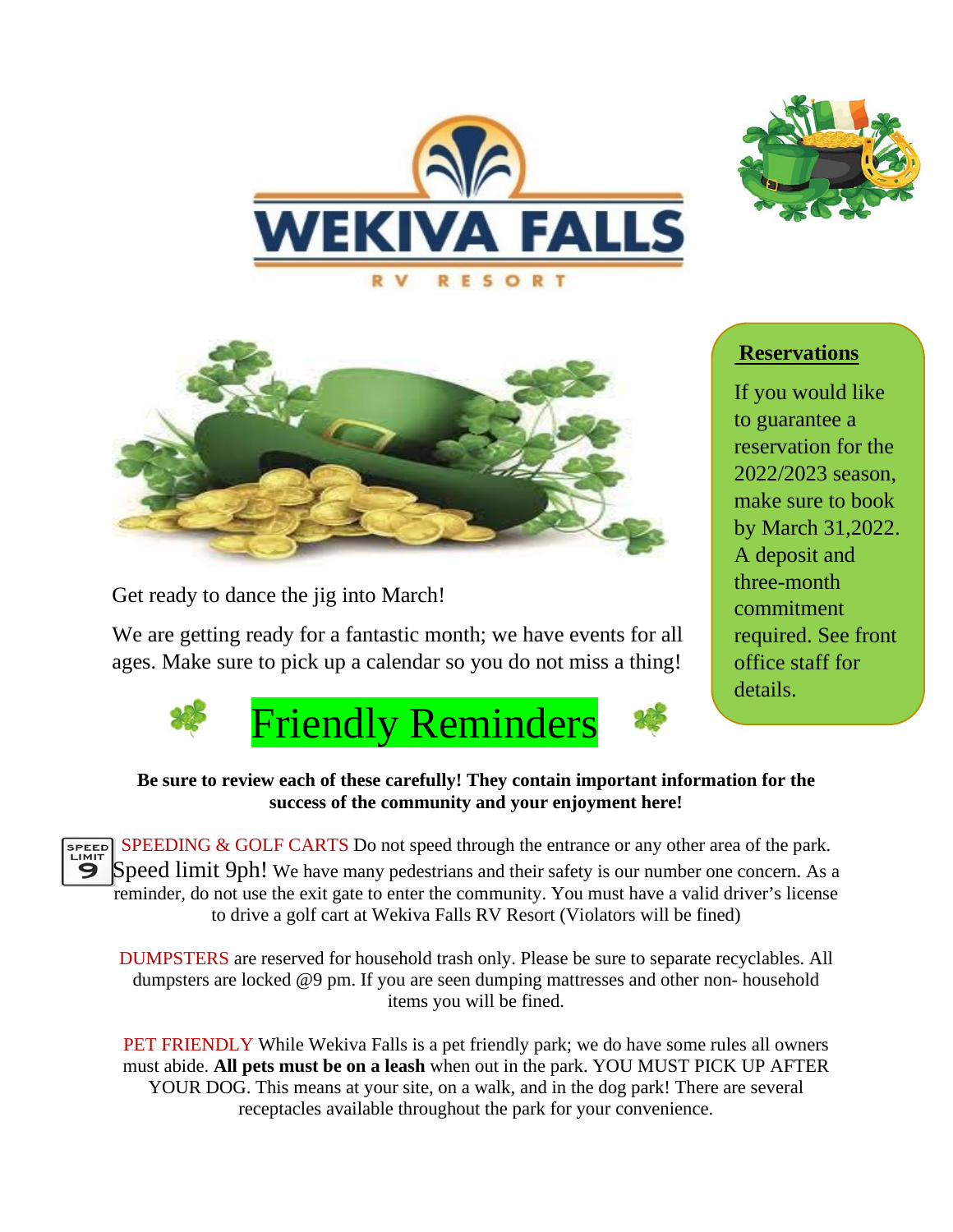# WEKIVA FALLS RV RESORT

## Reservations

If you would like to guarantee a reservation for the 2022/2023 season, make sure to book by March 31,2022. A deposit and three-month commitment required. See front office staff for details.

Get ready to dance the jig into March!

We are getting ready for a fantastic month; we have events for all ages. Make sure to pick up a calendar so you do not miss a thing!

## Friendly Reminders

**Be sure to review each of these carefully! They contain important information for the success of the community and your enjoyment here!**

SPEEDING & GOLF CARTS Do not speed through the entrance or any other area of the park. Speed limit 9ph! We have many pedestrians and their safety is our number one concern. As a reminder, do not use the exit gate to enter the community. You must have a valid driver's license to drive a golf cart at Wekiva Falls RV Resort (Violators will be fined)

DUMPSTERS are reserved for household trash only. Please be sure to separate recyclables. All dumpsters are locked @9 pm. If you are seen dumping mattresses and other non- household items you will be fined.

PET FRIENDLY While Wekiva Falls is a pet friendly park; we do have some rules all owners must abide. **All pets must be on a leash** when out in the park. YOU MUST PICK UP AFTER YOUR DOG. This means at your site, on a walk, and in the dog park! There are several receptacles available throughout the park for your convenience.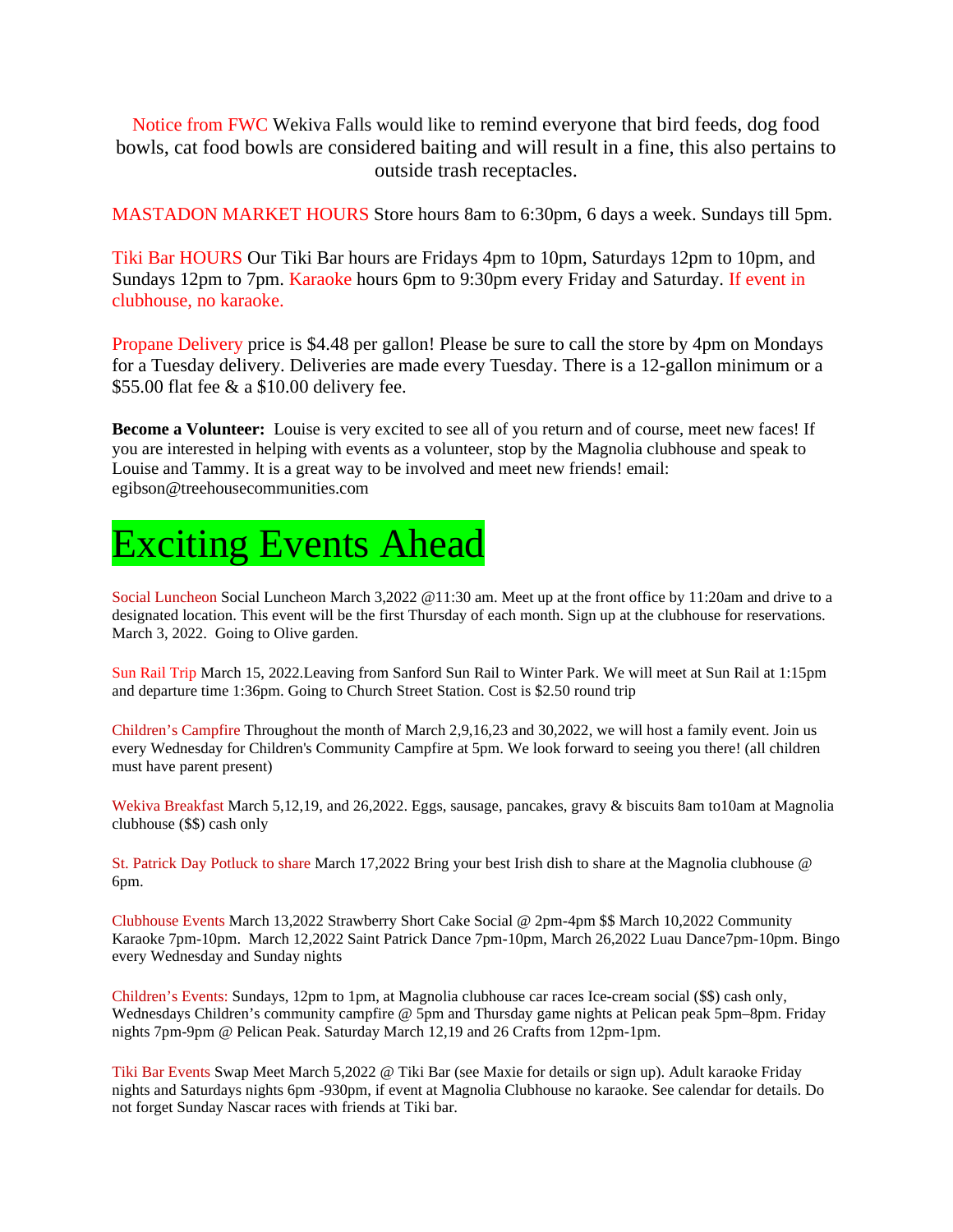Notice from FWC Wekiva Falls would like to remind everyone that bird feeds, dog food bowls, cat food bowls are considered baiting and will result in a fine, this also pertains to outside trash receptacles.

MASTADON MARKET HOURS Store hours 8am to 6:30pm, 6 days a week. Sundays till 5pm.

Tiki Bar HOURS Our Tiki Bar hours are Fridays 4pm to 10pm, Saturdays 12pm to 10pm, and Sundays 12pm to 7pm. Karaoke hours 6pm to 9:30pm every Friday and Saturday. If event in clubhouse, no karaoke.

Propane Delivery price is $4.48 per gallon! Please be sure to call the store by 4pm on Mondays for a Tuesday delivery. Deliveries are made every Tuesday. There is a 12-gallon minimum or a $55.00 flat fee & a $10.00 delivery fee.

**Become a Volunteer:** Louise is very excited to see all of you return and of course, meet new faces! If you are interested in helping with events as a volunteer, stop by the Magnolia clubhouse and speak to Louise and Tammy. It is a great way to be involved and meet new friends! email: egibson@treehousecommunities.com

# Exciting Events Ahead

Social Luncheon Social Luncheon March 3,2022 @11:30 am. Meet up at the front office by 11:20am and drive to a designated location. This event will be the first Thursday of each month. Sign up at the clubhouse for reservations. March 3, 2022. Going to Olive garden.

Sun Rail Trip March 15, 2022.Leaving from Sanford Sun Rail to Winter Park. We will meet at Sun Rail at 1:15pm and departure time 1:36pm. Going to Church Street Station. Cost is $2.50 round trip

Children's Campfire Throughout the month of March 2,9,16,23 and 30,2022, we will host a family event. Join us every Wednesday for Children's Community Campfire at 5pm. We look forward to seeing you there! (all children must have parent present)

Wekiva Breakfast March 5,12,19, and 26,2022. Eggs, sausage, pancakes, gravy & biscuits 8am to10am at Magnolia clubhouse ($$) cash only

St. Patrick Day Potluck to share March 17,2022 Bring your best Irish dish to share at the Magnolia clubhouse @ 6pm.

Clubhouse Events March 13,2022 Strawberry Short Cake Social @ 2pm-4pm $$ March 10,2022 Community Karaoke 7pm-10pm. March 12,2022 Saint Patrick Dance 7pm-10pm, March 26,2022 Luau Dance7pm-10pm. Bingo every Wednesday and Sunday nights

Children's Events: Sundays, 12pm to 1pm, at Magnolia clubhouse car races Ice-cream social ($$) cash only, Wednesdays Children's community campfire @ 5pm and Thursday game nights at Pelican peak 5pm–8pm. Friday nights 7pm-9pm @ Pelican Peak. Saturday March 12,19 and 26 Crafts from 12pm-1pm.

Tiki Bar Events Swap Meet March 5,2022 @ Tiki Bar (see Maxie for details or sign up). Adult karaoke Friday nights and Saturdays nights 6pm -930pm, if event at Magnolia Clubhouse no karaoke. See calendar for details. Do not forget Sunday Nascar races with friends at Tiki bar.